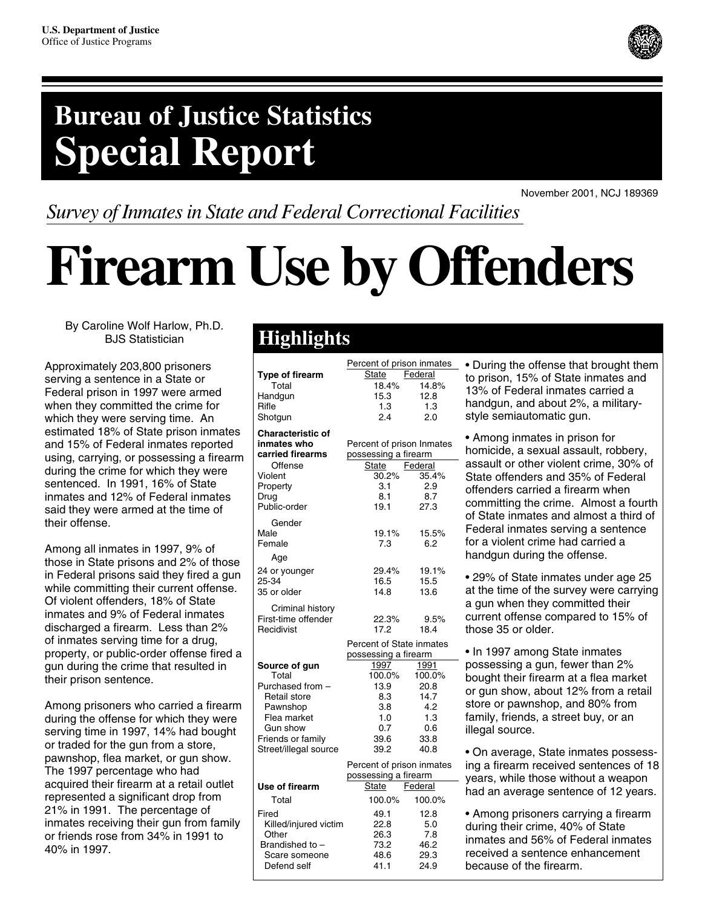U.S. Department of Justice
Office of Justice Programs

# Bureau of Justice Statistics Special Report

November 2001, NCJ 189369

*Survey of Inmates in State and Federal Correctional Facilities*

# Firearm Use by Offenders

By Caroline Wolf Harlow, Ph.D.
BJS Statistician

Approximately 203,800 prisoners serving a sentence in a State or Federal prison in 1997 were armed when they committed the crime for which they were serving time. An estimated 18% of State prison inmates and 15% of Federal inmates reported using, carrying, or possessing a firearm during the crime for which they were sentenced. In 1991, 16% of State inmates and 12% of Federal inmates said they were armed at the time of their offense.

Among all inmates in 1997, 9% of those in State prisons and 2% of those in Federal prisons said they fired a gun while committing their current offense. Of violent offenders, 18% of State inmates and 9% of Federal inmates discharged a firearm. Less than 2% of inmates serving time for a drug, property, or public-order offense fired a gun during the crime that resulted in their prison sentence.

Among prisoners who carried a firearm during the offense for which they were serving time in 1997, 14% had bought or traded for the gun from a store, pawnshop, flea market, or gun show. The 1997 percentage who had acquired their firearm at a retail outlet represented a significant drop from 21% in 1991. The percentage of inmates receiving their gun from family or friends rose from 34% in 1991 to 40% in 1997.

## Highlights

| Type of firearm | Percent of prison inmates: State | Federal |
|---|---|---|
| Total | 18.4% | 14.8% |
| Handgun | 15.3 | 12.8 |
| Rifle | 1.3 | 1.3 |
| Shotgun | 2.4 | 2.0 |

| Characteristic of inmates who carried firearms | Percent of prison Inmates possessing a firearm: State | Federal |
|---|---|---|
| **Offense** | | |
| Violent | 30.2% | 35.4% |
| Property | 3.1 | 2.9 |
| Drug | 8.1 | 8.7 |
| Public-order | 19.1 | 27.3 |
| **Gender** | | |
| Male | 19.1% | 15.5% |
| Female | 7.3 | 6.2 |
| **Age** | | |
| 24 or younger | 29.4% | 19.1% |
| 25-34 | 16.5 | 15.5 |
| 35 or older | 14.8 | 13.6 |
| **Criminal history** | | |
| First-time offender | 22.3% | 9.5% |
| Recidivist | 17.2 | 18.4 |

| Source of gun | Percent of State inmates possessing a firearm: 1997 | 1991 |
|---|---|---|
| Total | 100.0% | 100.0% |
| Purchased from – | 13.9 | 20.8 |
| Retail store | 8.3 | 14.7 |
| Pawnshop | 3.8 | 4.2 |
| Flea market | 1.0 | 1.3 |
| Gun show | 0.7 | 0.6 |
| Friends or family | 39.6 | 33.8 |
| Street/illegal source | 39.2 | 40.8 |

| Use of firearm | Percent of prison inmates possessing a firearm: State | Federal |
|---|---|---|
| Total | 100.0% | 100.0% |
| Fired | 49.1 | 12.8 |
| Killed/injured victim | 22.8 | 5.0 |
| Other | 26.3 | 7.8 |
| Brandished to – | 73.2 | 46.2 |
| Scare someone | 48.6 | 29.3 |
| Defend self | 41.1 | 24.9 |

- During the offense that brought them to prison, 15% of State inmates and 13% of Federal inmates carried a handgun, and about 2%, a military-style semiautomatic gun.

- Among inmates in prison for homicide, a sexual assault, robbery, assault or other violent crime, 30% of State offenders and 35% of Federal offenders carried a firearm when committing the crime. Almost a fourth of State inmates and almost a third of Federal inmates serving a sentence for a violent crime had carried a handgun during the offense.

- 29% of State inmates under age 25 at the time of the survey were carrying a gun when they committed their current offense compared to 15% of those 35 or older.

- In 1997 among State inmates possessing a gun, fewer than 2% bought their firearm at a flea market or gun show, about 12% from a retail store or pawnshop, and 80% from family, friends, a street buy, or an illegal source.

- On average, State inmates possessing a firearm received sentences of 18 years, while those without a weapon had an average sentence of 12 years.

- Among prisoners carrying a firearm during their crime, 40% of State inmates and 56% of Federal inmates received a sentence enhancement because of the firearm.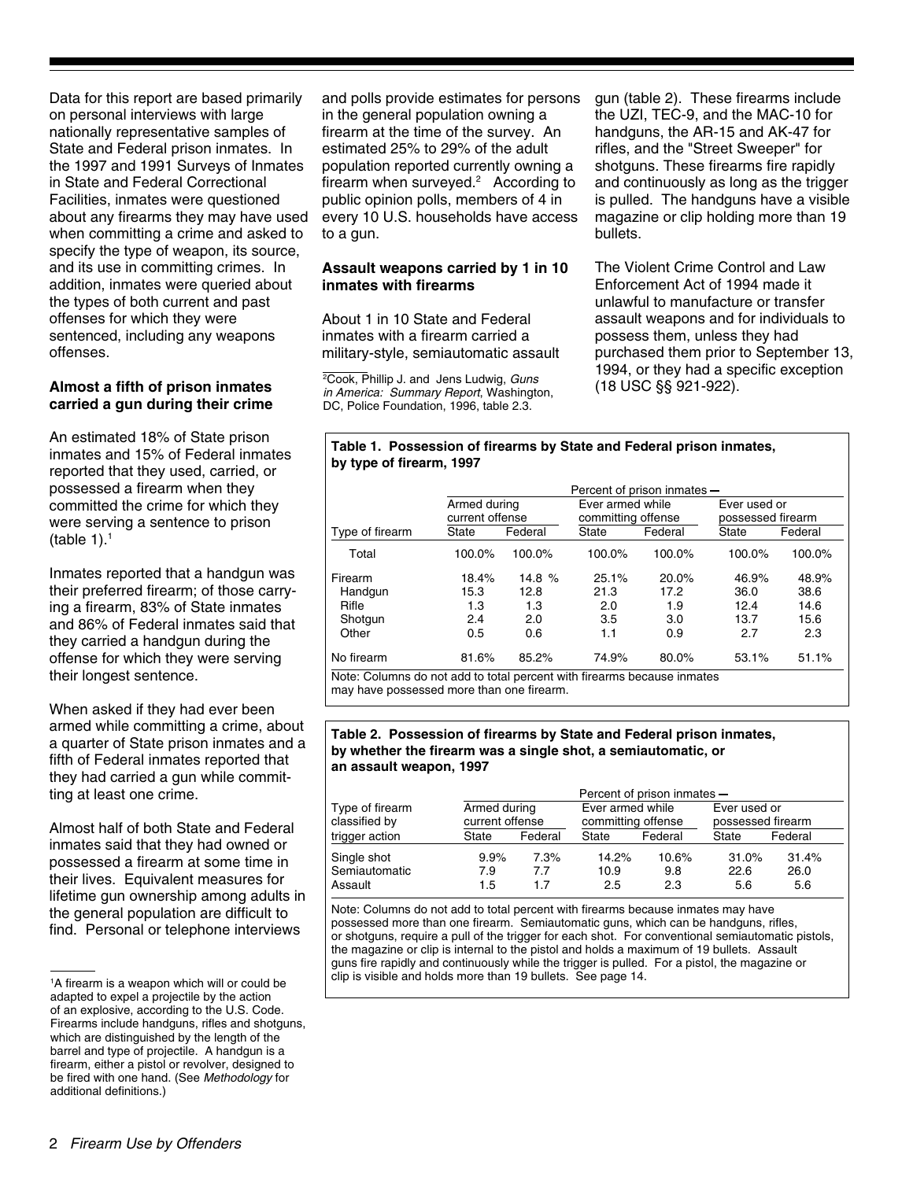Data for this report are based primarily on personal interviews with large nationally representative samples of State and Federal prison inmates. In the 1997 and 1991 Surveys of Inmates in State and Federal Correctional Facilities, inmates were questioned about any firearms they may have used when committing a crime and asked to specify the type of weapon, its source, and its use in committing crimes. In addition, inmates were queried about the types of both current and past offenses for which they were sentenced, including any weapons offenses.

### Almost a fifth of prison inmates carried a gun during their crime

An estimated 18% of State prison inmates and 15% of Federal inmates reported that they used, carried, or possessed a firearm when they committed the crime for which they were serving a sentence to prison (table 1).[1]

Inmates reported that a handgun was their preferred firearm; of those carrying a firearm, 83% of State inmates and 86% of Federal inmates said that they carried a handgun during the offense for which they were serving their longest sentence.

When asked if they had ever been armed while committing a crime, about a quarter of State prison inmates and a fifth of Federal inmates reported that they had carried a gun while committing at least one crime.

Almost half of both State and Federal inmates said that they had owned or possessed a firearm at some time in their lives. Equivalent measures for lifetime gun ownership among adults in the general population are difficult to find. Personal or telephone interviews and polls provide estimates for persons in the general population owning a firearm at the time of the survey. An estimated 25% to 29% of the adult population reported currently owning a firearm when surveyed.[2] According to public opinion polls, members of 4 in every 10 U.S. households have access to a gun.

### Assault weapons carried by 1 in 10 inmates with firearms

About 1 in 10 State and Federal inmates with a firearm carried a military-style, semiautomatic assault gun (table 2). These firearms include the UZI, TEC-9, and the MAC-10 for handguns, the AR-15 and AK-47 for rifles, and the "Street Sweeper" for shotguns. These firearms fire rapidly and continuously as long as the trigger is pulled. The handguns have a visible magazine or clip holding more than 19 bullets.

The Violent Crime Control and Law Enforcement Act of 1994 made it unlawful to manufacture or transfer assault weapons and for individuals to possess them, unless they had purchased them prior to September 13, 1994, or they had a specific exception (18 USC §§ 921-922).

**Table 1. Possession of firearms by State and Federal prison inmates, by type of firearm, 1997**

| | Percent of prison inmates — | | | | | |
|---|---|---|---|---|---|---|
| | Armed during current offense | | Ever armed while committing offense | | Ever used or possessed firearm | |
| Type of firearm | State | Federal | State | Federal | State | Federal |
| Total | 100.0% | 100.0% | 100.0% | 100.0% | 100.0% | 100.0% |
| Firearm | 18.4% | 14.8 % | 25.1% | 20.0% | 46.9% | 48.9% |
| Handgun | 15.3 | 12.8 | 21.3 | 17.2 | 36.0 | 38.6 |
| Rifle | 1.3 | 1.3 | 2.0 | 1.9 | 12.4 | 14.6 |
| Shotgun | 2.4 | 2.0 | 3.5 | 3.0 | 13.7 | 15.6 |
| Other | 0.5 | 0.6 | 1.1 | 0.9 | 2.7 | 2.3 |
| No firearm | 81.6% | 85.2% | 74.9% | 80.0% | 53.1% | 51.1% |

Note: Columns do not add to total percent with firearms because inmates may have possessed more than one firearm.

**Table 2. Possession of firearms by State and Federal prison inmates, by whether the firearm was a single shot, a semiautomatic, or an assault weapon, 1997**

| | Percent of prison inmates — | | | | | |
|---|---|---|---|---|---|---|
| Type of firearm classified by | Armed during current offense | | Ever armed while committing offense | | Ever used or possessed firearm | |
| trigger action | State | Federal | State | Federal | State | Federal |
| Single shot | 9.9% | 7.3% | 14.2% | 10.6% | 31.0% | 31.4% |
| Semiautomatic | 7.9 | 7.7 | 10.9 | 9.8 | 22.6 | 26.0 |
| Assault | 1.5 | 1.7 | 2.5 | 2.3 | 5.6 | 5.6 |

Note: Columns do not add to total percent with firearms because inmates may have possessed more than one firearm. Semiautomatic guns, which can be handguns, rifles, or shotguns, require a pull of the trigger for each shot. For conventional semiautomatic pistols, the magazine or clip is internal to the pistol and holds a maximum of 19 bullets. Assault guns fire rapidly and continuously while the trigger is pulled. For a pistol, the magazine or clip is visible and holds more than 19 bullets. See page 14.

---

[1] A firearm is a weapon which will or could be adapted to expel a projectile by the action of an explosive, according to the U.S. Code. Firearms include handguns, rifles and shotguns, which are distinguished by the length of the barrel and type of projectile. A handgun is a firearm, either a pistol or revolver, designed to be fired with one hand. (See *Methodology* for additional definitions.)

[2] Cook, Phillip J. and Jens Ludwig, *Guns in America: Summary Report,* Washington, DC, Police Foundation, 1996, table 2.3.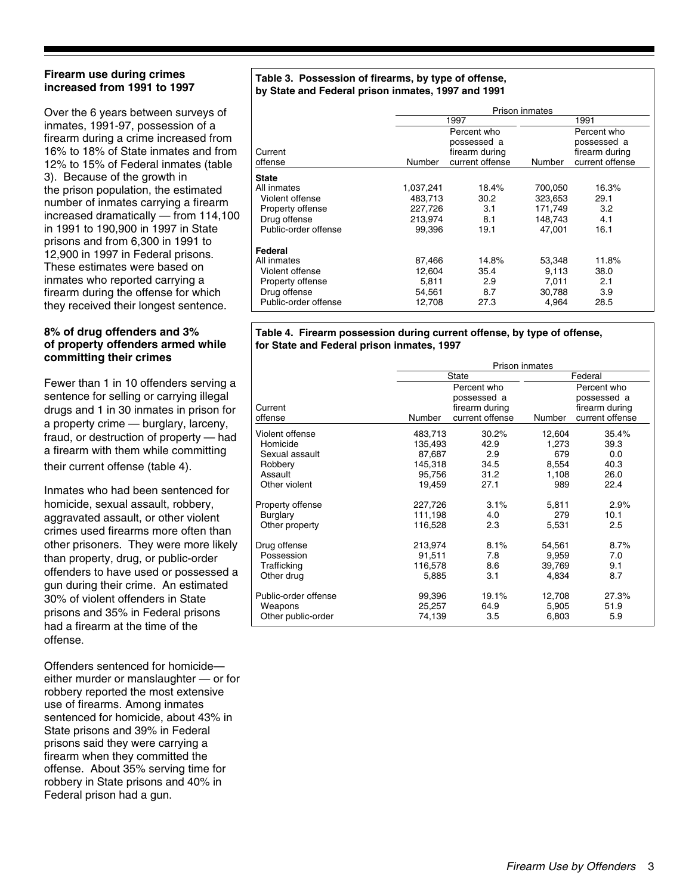### Firearm use during crimes increased from 1991 to 1997

Over the 6 years between surveys of inmates, 1991-97, possession of a firearm during a crime increased from 16% to 18% of State inmates and from 12% to 15% of Federal inmates (table 3). Because of the growth in the prison population, the estimated number of inmates carrying a firearm increased dramatically — from 114,100 in 1991 to 190,900 in 1997 in State prisons and from 6,300 in 1991 to 12,900 in 1997 in Federal prisons. These estimates were based on inmates who reported carrying a firearm during the offense for which they received their longest sentence.

### 8% of drug offenders and 3% of property offenders armed while committing their crimes

Fewer than 1 in 10 offenders serving a sentence for selling or carrying illegal drugs and 1 in 30 inmates in prison for a property crime — burglary, larceny, fraud, or destruction of property — had a firearm with them while committing their current offense (table 4).

Inmates who had been sentenced for homicide, sexual assault, robbery, aggravated assault, or other violent crimes used firearms more often than other prisoners. They were more likely than property, drug, or public-order offenders to have used or possessed a gun during their crime. An estimated 30% of violent offenders in State prisons and 35% in Federal prisons had a firearm at the time of the offense.

Offenders sentenced for homicide— either murder or manslaughter — or for robbery reported the most extensive use of firearms. Among inmates sentenced for homicide, about 43% in State prisons and 39% in Federal prisons said they were carrying a firearm when they committed the offense. About 35% serving time for robbery in State prisons and 40% in Federal prison had a gun.

**Table 3. Possession of firearms, by type of offense, by State and Federal prison inmates, 1997 and 1991**

| | Prison inmates | | | |
|---|---|---|---|---|
| | 1997 | | 1991 | |
| Current offense | Number | Percent who possessed a firearm during current offense | Number | Percent who possessed a firearm during current offense |
| **State** | | | | |
| All inmates | 1,037,241 | 18.4% | 700,050 | 16.3% |
| Violent offense | 483,713 | 30.2 | 323,653 | 29.1 |
| Property offense | 227,726 | 3.1 | 171,749 | 3.2 |
| Drug offense | 213,974 | 8.1 | 148,743 | 4.1 |
| Public-order offense | 99,396 | 19.1 | 47,001 | 16.1 |
| **Federal** | | | | |
| All inmates | 87,466 | 14.8% | 53,348 | 11.8% |
| Violent offense | 12,604 | 35.4 | 9,113 | 38.0 |
| Property offense | 5,811 | 2.9 | 7,011 | 2.1 |
| Drug offense | 54,561 | 8.7 | 30,788 | 3.9 |
| Public-order offense | 12,708 | 27.3 | 4,964 | 28.5 |

**Table 4. Firearm possession during current offense, by type of offense, for State and Federal prison inmates, 1997**

| | Prison inmates | | | |
|---|---|---|---|---|
| | State | | Federal | |
| Current offense | Number | Percent who possessed a firearm during current offense | Number | Percent who possessed a firearm during current offense |
| Violent offense | 483,713 | 30.2% | 12,604 | 35.4% |
| Homicide | 135,493 | 42.9 | 1,273 | 39.3 |
| Sexual assault | 87,687 | 2.9 | 679 | 0.0 |
| Robbery | 145,318 | 34.5 | 8,554 | 40.3 |
| Assault | 95,756 | 31.2 | 1,108 | 26.0 |
| Other violent | 19,459 | 27.1 | 989 | 22.4 |
| Property offense | 227,726 | 3.1% | 5,811 | 2.9% |
| Burglary | 111,198 | 4.0 | 279 | 10.1 |
| Other property | 116,528 | 2.3 | 5,531 | 2.5 |
| Drug offense | 213,974 | 8.1% | 54,561 | 8.7% |
| Possession | 91,511 | 7.8 | 9,959 | 7.0 |
| Trafficking | 116,578 | 8.6 | 39,769 | 9.1 |
| Other drug | 5,885 | 3.1 | 4,834 | 8.7 |
| Public-order offense | 99,396 | 19.1% | 12,708 | 27.3% |
| Weapons | 25,257 | 64.9 | 5,905 | 51.9 |
| Other public-order | 74,139 | 3.5 | 6,803 | 5.9 |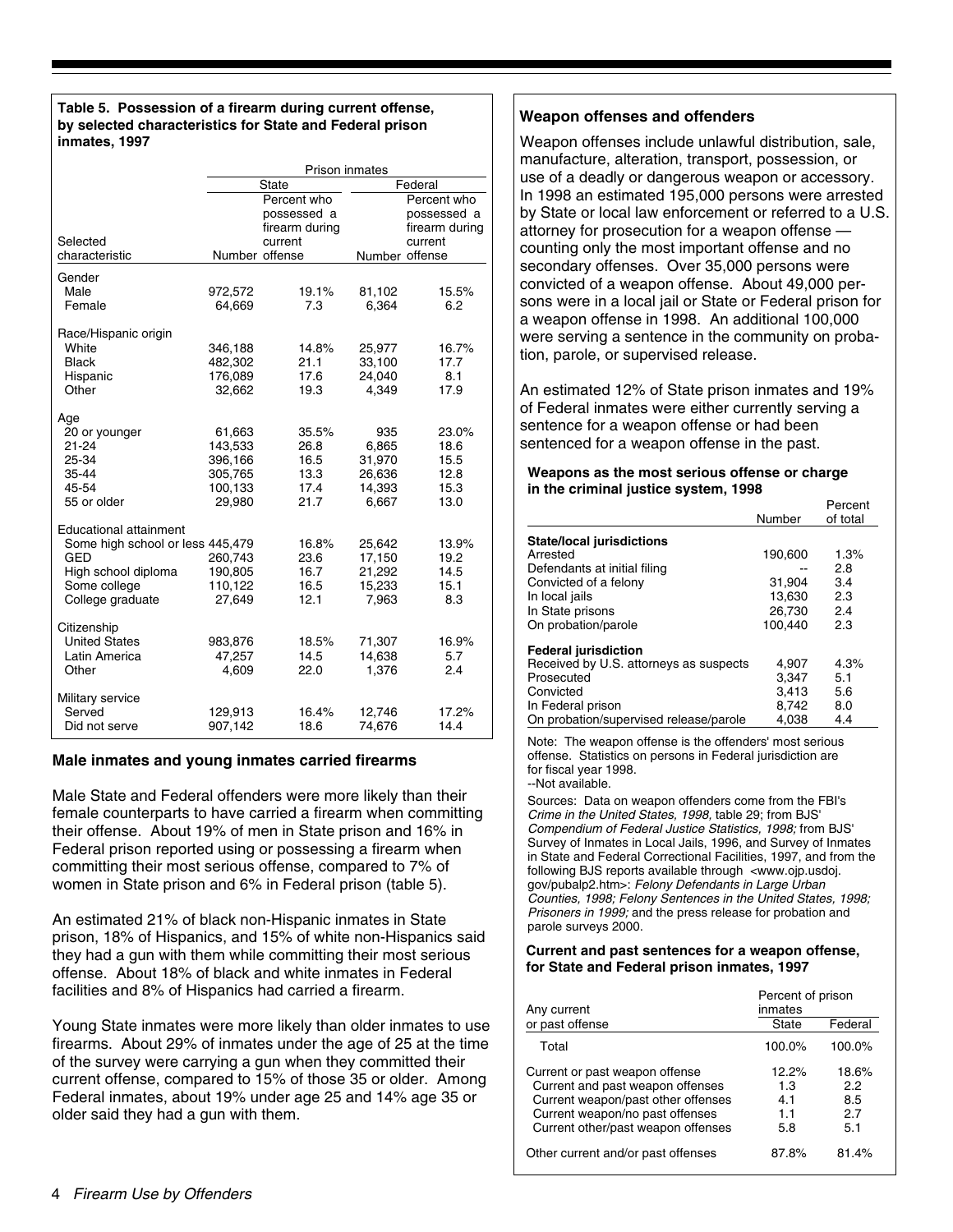**Table 5. Possession of a firearm during current offense, by selected characteristics for State and Federal prison inmates, 1997**

| | Prison inmates | | | |
|---|---|---|---|---|
| | State | | Federal | |
| Selected characteristic | Number | Percent who possessed a firearm during current offense | Number | Percent who possessed a firearm during current offense |
| **Gender** | | | | |
| Male | 972,572 | 19.1% | 81,102 | 15.5% |
| Female | 64,669 | 7.3 | 6,364 | 6.2 |
| **Race/Hispanic origin** | | | | |
| White | 346,188 | 14.8% | 25,977 | 16.7% |
| Black | 482,302 | 21.1 | 33,100 | 17.7 |
| Hispanic | 176,089 | 17.6 | 24,040 | 8.1 |
| Other | 32,662 | 19.3 | 4,349 | 17.9 |
| **Age** | | | | |
| 20 or younger | 61,663 | 35.5% | 935 | 23.0% |
| 21-24 | 143,533 | 26.8 | 6,865 | 18.6 |
| 25-34 | 396,166 | 16.5 | 31,970 | 15.5 |
| 35-44 | 305,765 | 13.3 | 26,636 | 12.8 |
| 45-54 | 100,133 | 17.4 | 14,393 | 15.3 |
| 55 or older | 29,980 | 21.7 | 6,667 | 13.0 |
| **Educational attainment** | | | | |
| Some high school or less | 445,479 | 16.8% | 25,642 | 13.9% |
| GED | 260,743 | 23.6 | 17,150 | 19.2 |
| High school diploma | 190,805 | 16.7 | 21,292 | 14.5 |
| Some college | 110,122 | 16.5 | 15,233 | 15.1 |
| College graduate | 27,649 | 12.1 | 7,963 | 8.3 |
| **Citizenship** | | | | |
| United States | 983,876 | 18.5% | 71,307 | 16.9% |
| Latin America | 47,257 | 14.5 | 14,638 | 5.7 |
| Other | 4,609 | 22.0 | 1,376 | 2.4 |
| **Military service** | | | | |
| Served | 129,913 | 16.4% | 12,746 | 17.2% |
| Did not serve | 907,142 | 18.6 | 74,676 | 14.4 |

## Male inmates and young inmates carried firearms

Male State and Federal offenders were more likely than their female counterparts to have carried a firearm when committing their offense. About 19% of men in State prison and 16% in Federal prison reported using or possessing a firearm when committing their most serious offense, compared to 7% of women in State prison and 6% in Federal prison (table 5).

An estimated 21% of black non-Hispanic inmates in State prison, 18% of Hispanics, and 15% of white non-Hispanics said they had a gun with them while committing their most serious offense. About 18% of black and white inmates in Federal facilities and 8% of Hispanics had carried a firearm.

Young State inmates were more likely than older inmates to use firearms. About 29% of inmates under the age of 25 at the time of the survey were carrying a gun when they committed their current offense, compared to 15% of those 35 or older. Among Federal inmates, about 19% under age 25 and 14% age 35 or older said they had a gun with them.

## Weapon offenses and offenders

Weapon offenses include unlawful distribution, sale, manufacture, alteration, transport, possession, or use of a deadly or dangerous weapon or accessory. In 1998 an estimated 195,000 persons were arrested by State or local law enforcement or referred to a U.S. attorney for prosecution for a weapon offense — counting only the most important offense and no secondary offenses. Over 35,000 persons were convicted of a weapon offense. About 49,000 persons were in a local jail or State or Federal prison for a weapon offense in 1998. An additional 100,000 were serving a sentence in the community on probation, parole, or supervised release.

An estimated 12% of State prison inmates and 19% of Federal inmates were either currently serving a sentence for a weapon offense or had been sentenced for a weapon offense in the past.

**Weapons as the most serious offense or charge in the criminal justice system, 1998**

| | Number | Percent of total |
|---|---|---|
| **State/local jurisdictions** | | |
| Arrested | 190,600 | 1.3% |
| Defendants at initial filing | -- | 2.8 |
| Convicted of a felony | 31,904 | 3.4 |
| In local jails | 13,630 | 2.3 |
| In State prisons | 26,730 | 2.4 |
| On probation/parole | 100,440 | 2.3 |
| **Federal jurisdiction** | | |
| Received by U.S. attorneys as suspects | 4,907 | 4.3% |
| Prosecuted | 3,347 | 5.1 |
| Convicted | 3,413 | 5.6 |
| In Federal prison | 8,742 | 8.0 |
| On probation/supervised release/parole | 4,038 | 4.4 |

Note: The weapon offense is the offenders' most serious offense. Statistics on persons in Federal jurisdiction are for fiscal year 1998.
--Not available.

Sources: Data on weapon offenders come from the FBI's *Crime in the United States, 1998,* table 29; from BJS' *Compendium of Federal Justice Statistics, 1998;* from BJS' Survey of Inmates in Local Jails, 1996, and Survey of Inmates in State and Federal Correctional Facilities, 1997, and from the following BJS reports available through <www.ojp.usdoj.gov/pubalp2.htm>: *Felony Defendants in Large Urban Counties, 1998; Felony Sentences in the United States, 1998; Prisoners in 1999;* and the press release for probation and parole surveys 2000.

**Current and past sentences for a weapon offense, for State and Federal prison inmates, 1997**

| Any current or past offense | Percent of prison inmates: State | Federal |
|---|---|---|
| Total | 100.0% | 100.0% |
| Current or past weapon offense | 12.2% | 18.6% |
| Current and past weapon offenses | 1.3 | 2.2 |
| Current weapon/past other offenses | 4.1 | 8.5 |
| Current weapon/no past offenses | 1.1 | 2.7 |
| Current other/past weapon offenses | 5.8 | 5.1 |
| Other current and/or past offenses | 87.8% | 81.4% |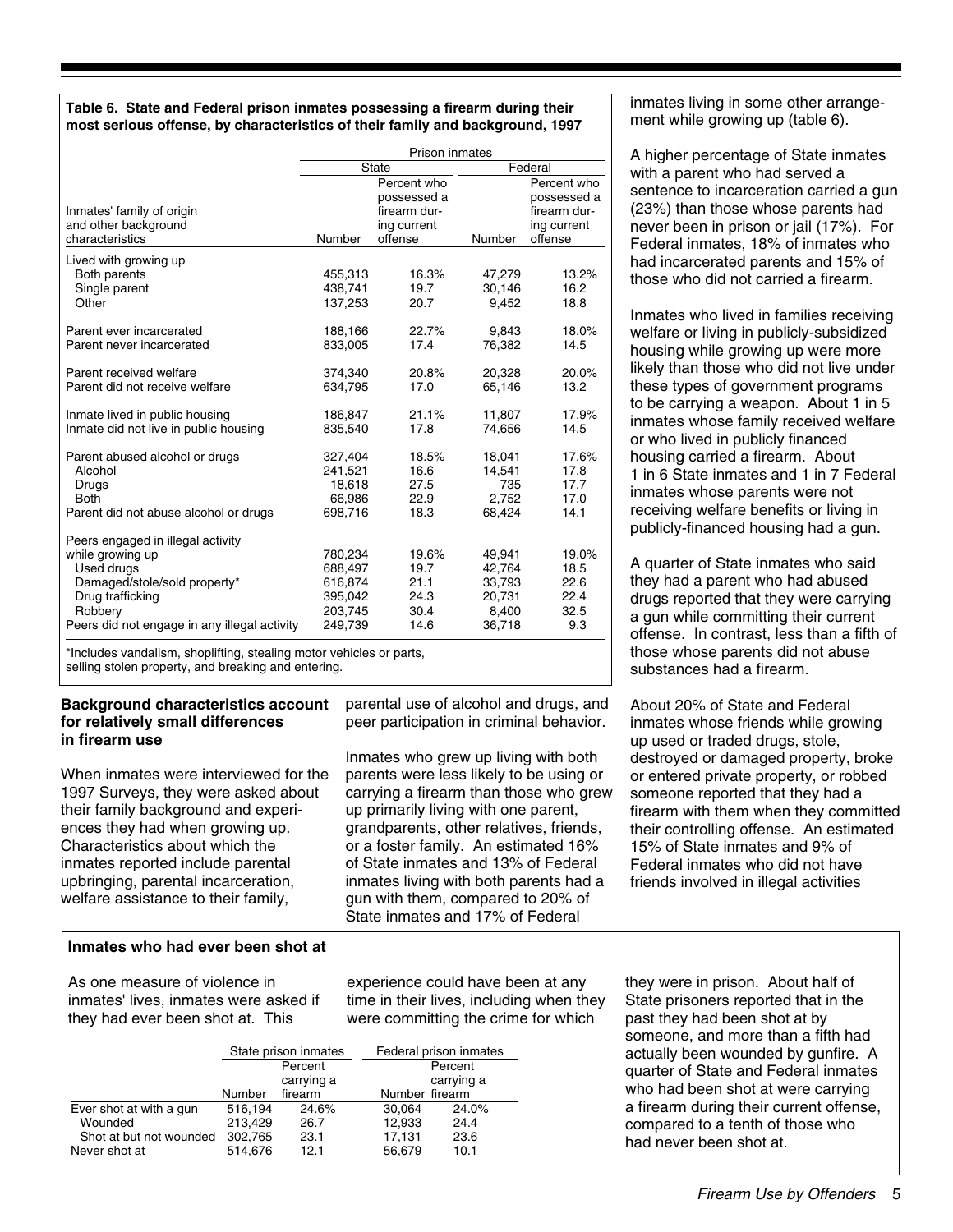**Table 6. State and Federal prison inmates possessing a firearm during their most serious offense, by characteristics of their family and background, 1997**

| Inmates' family of origin and other background characteristics | State: Number | State: Percent who possessed a firearm during current offense | Federal: Number | Federal: Percent who possessed a firearm during current offense |
|---|---|---|---|---|
| Lived with growing up | | | | |
| Both parents | 455,313 | 16.3% | 47,279 | 13.2% |
| Single parent | 438,741 | 19.7 | 30,146 | 16.2 |
| Other | 137,253 | 20.7 | 9,452 | 18.8 |
| Parent ever incarcerated | 188,166 | 22.7% | 9,843 | 18.0% |
| Parent never incarcerated | 833,005 | 17.4 | 76,382 | 14.5 |
| Parent received welfare | 374,340 | 20.8% | 20,328 | 20.0% |
| Parent did not receive welfare | 634,795 | 17.0 | 65,146 | 13.2 |
| Inmate lived in public housing | 186,847 | 21.1% | 11,807 | 17.9% |
| Inmate did not live in public housing | 835,540 | 17.8 | 74,656 | 14.5 |
| Parent abused alcohol or drugs | 327,404 | 18.5% | 18,041 | 17.6% |
| Alcohol | 241,521 | 16.6 | 14,541 | 17.8 |
| Drugs | 18,618 | 27.5 | 735 | 17.7 |
| Both | 66,986 | 22.9 | 2,752 | 17.0 |
| Parent did not abuse alcohol or drugs | 698,716 | 18.3 | 68,424 | 14.1 |
| Peers engaged in illegal activity while growing up | 780,234 | 19.6% | 49,941 | 19.0% |
| Used drugs | 688,497 | 19.7 | 42,764 | 18.5 |
| Damaged/stole/sold property* | 616,874 | 21.1 | 33,793 | 22.6 |
| Drug trafficking | 395,042 | 24.3 | 20,731 | 22.4 |
| Robbery | 203,745 | 30.4 | 8,400 | 32.5 |
| Peers did not engage in any illegal activity | 249,739 | 14.6 | 36,718 | 9.3 |

*Includes vandalism, shoplifting, stealing motor vehicles or parts, selling stolen property, and breaking and entering.

### Background characteristics account for relatively small differences in firearm use

When inmates were interviewed for the 1997 Surveys, they were asked about their family background and experiences they had when growing up. Characteristics about which the inmates reported include parental upbringing, parental incarceration, welfare assistance to their family, parental use of alcohol and drugs, and peer participation in criminal behavior.

Inmates who grew up living with both parents were less likely to be using or carrying a firearm than those who grew up primarily living with one parent, grandparents, other relatives, friends, or a foster family. An estimated 16% of State inmates and 13% of Federal inmates living with both parents had a gun with them, compared to 20% of State inmates and 17% of Federal inmates living in some other arrangement while growing up (table 6).

A higher percentage of State inmates with a parent who had served a sentence to incarceration carried a gun (23%) than those whose parents had never been in prison or jail (17%). For Federal inmates, 18% of inmates who had incarcerated parents and 15% of those who did not carried a firearm.

Inmates who lived in families receiving welfare or living in publicly-subsidized housing while growing up were more likely than those who did not live under these types of government programs to be carrying a weapon. About 1 in 5 inmates whose family received welfare or who lived in publicly financed housing carried a firearm. About 1 in 6 State inmates and 1 in 7 Federal inmates whose parents were not receiving welfare benefits or living in publicly-financed housing had a gun.

A quarter of State inmates who said they had a parent who had abused drugs reported that they were carrying a gun while committing their current offense. In contrast, less than a fifth of those whose parents did not abuse substances had a firearm.

About 20% of State and Federal inmates whose friends while growing up used or traded drugs, stole, destroyed or damaged property, broke or entered private property, or robbed someone reported that they had a firearm with them when they committed their controlling offense. An estimated 15% of State inmates and 9% of Federal inmates who did not have friends involved in illegal activities

### Inmates who had ever been shot at

As one measure of violence in inmates' lives, inmates were asked if they had ever been shot at. This experience could have been at any time in their lives, including when they were committing the crime for which they were in prison. About half of State prisoners reported that in the past they had been shot at by someone, and more than a fifth had actually been wounded by gunfire. A quarter of State and Federal inmates who had been shot at were carrying a firearm during their current offense, compared to a tenth of those who had never been shot at.

| | State prison inmates: Number | State prison inmates: Percent carrying a firearm | Federal prison inmates: Number | Federal prison inmates: Percent carrying a firearm |
|---|---|---|---|---|
| Ever shot at with a gun | 516,194 | 24.6% | 30,064 | 24.0% |
| Wounded | 213,429 | 26.7 | 12,933 | 24.4 |
| Shot at but not wounded | 302,765 | 23.1 | 17,131 | 23.6 |
| Never shot at | 514,676 | 12.1 | 56,679 | 10.1 |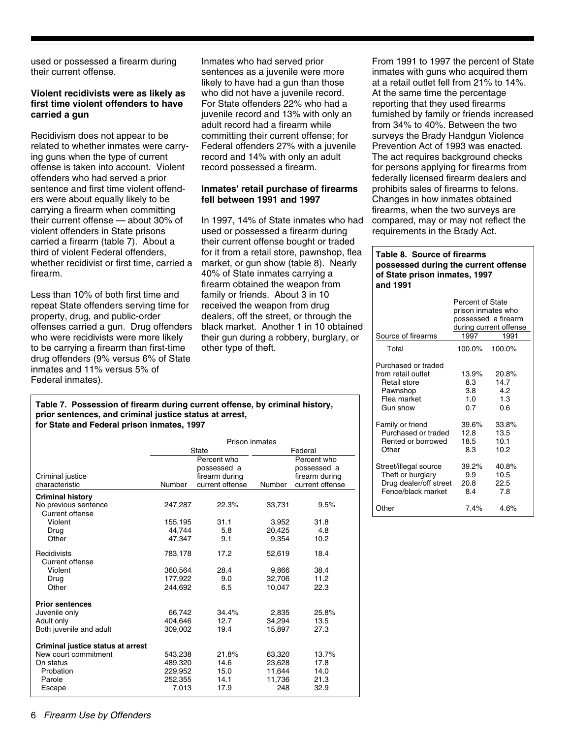used or possessed a firearm during their current offense.

**Violent recidivists were as likely as first time violent offenders to have carried a gun**

Recidivism does not appear to be related to whether inmates were carrying guns when the type of current offense is taken into account. Violent offenders who had served a prior sentence and first time violent offenders were about equally likely to be carrying a firearm when committing their current offense — about 30% of violent offenders in State prisons carried a firearm (table 7). About a third of violent Federal offenders, whether recidivist or first time, carried a firearm.

Less than 10% of both first time and repeat State offenders serving time for property, drug, and public-order offenses carried a gun. Drug offenders who were recidivists were more likely to be carrying a firearm than first-time drug offenders (9% versus 6% of State inmates and 11% versus 5% of Federal inmates).

Inmates who had served prior sentences as a juvenile were more likely to have had a gun than those who did not have a juvenile record. For State offenders 22% who had a juvenile record and 13% with only an adult record had a firearm while committing their current offense; for Federal offenders 27% with a juvenile record and 14% with only an adult record possessed a firearm.

**Inmates' retail purchase of firearms fell between 1991 and 1997**

In 1997, 14% of State inmates who had used or possessed a firearm during their current offense bought or traded for it from a retail store, pawnshop, flea market, or gun show (table 8). Nearly 40% of State inmates carrying a firearm obtained the weapon from family or friends. About 3 in 10 received the weapon from drug dealers, off the street, or through the black market. Another 1 in 10 obtained their gun during a robbery, burglary, or other type of theft.

From 1991 to 1997 the percent of State inmates with guns who acquired them at a retail outlet fell from 21% to 14%. At the same time the percentage reporting that they used firearms furnished by family or friends increased from 34% to 40%. Between the two surveys the Brady Handgun Violence Prevention Act of 1993 was enacted. The act requires background checks for persons applying for firearms from federally licensed firearm dealers and prohibits sales of firearms to felons. Changes in how inmates obtained firearms, when the two surveys are compared, may or may not reflect the requirements in the Brady Act.

**Table 7. Possession of firearm during current offense, by criminal history, prior sentences, and criminal justice status at arrest, for State and Federal prison inmates, 1997**

| | Prison inmates | | | |
|---|---|---|---|---|
| | State | | Federal | |
| Criminal justice characteristic | Number | Percent who possessed a firearm during current offense | Number | Percent who possessed a firearm during current offense |
| **Criminal history** | | | | |
| No previous sentence | 247,287 | 22.3% | 33,731 | 9.5% |
| Current offense | | | | |
| Violent | 155,195 | 31.1 | 3,952 | 31.8 |
| Drug | 44,744 | 5.8 | 20,425 | 4.8 |
| Other | 47,347 | 9.1 | 9,354 | 10.2 |
| Recidivists | 783,178 | 17.2 | 52,619 | 18.4 |
| Current offense | | | | |
| Violent | 360,564 | 28.4 | 9,866 | 38.4 |
| Drug | 177,922 | 9.0 | 32,706 | 11.2 |
| Other | 244,692 | 6.5 | 10,047 | 22.3 |
| **Prior sentences** | | | | |
| Juvenile only | 66,742 | 34.4% | 2,835 | 25.8% |
| Adult only | 404,646 | 12.7 | 34,294 | 13.5 |
| Both juvenile and adult | 309,002 | 19.4 | 15,897 | 27.3 |
| **Criminal justice status at arrest** | | | | |
| New court commitment | 543,238 | 21.8% | 63,320 | 13.7% |
| On status | 489,320 | 14.6 | 23,628 | 17.8 |
| Probation | 229,952 | 15.0 | 11,644 | 14.0 |
| Parole | 252,355 | 14.1 | 11,736 | 21.3 |
| Escape | 7,013 | 17.9 | 248 | 32.9 |

**Table 8. Source of firearms possessed during the current offense of State prison inmates, 1997 and 1991**

| | Percent of State prison inmates who possessed a firearm during current offense | |
|---|---|---|
| Source of firearms | 1997 | 1991 |
| Total | 100.0% | 100.0% |
| Purchased or traded from retail outlet | 13.9% | 20.8% |
| Retail store | 8.3 | 14.7 |
| Pawnshop | 3.8 | 4.2 |
| Flea market | 1.0 | 1.3 |
| Gun show | 0.7 | 0.6 |
| Family or friend | 39.6% | 33.8% |
| Purchased or traded | 12.8 | 13.5 |
| Rented or borrowed | 18.5 | 10.1 |
| Other | 8.3 | 10.2 |
| Street/illegal source | 39.2% | 40.8% |
| Theft or burglary | 9.9 | 10.5 |
| Drug dealer/off street | 20.8 | 22.5 |
| Fence/black market | 8.4 | 7.8 |
| Other | 7.4% | 4.6% |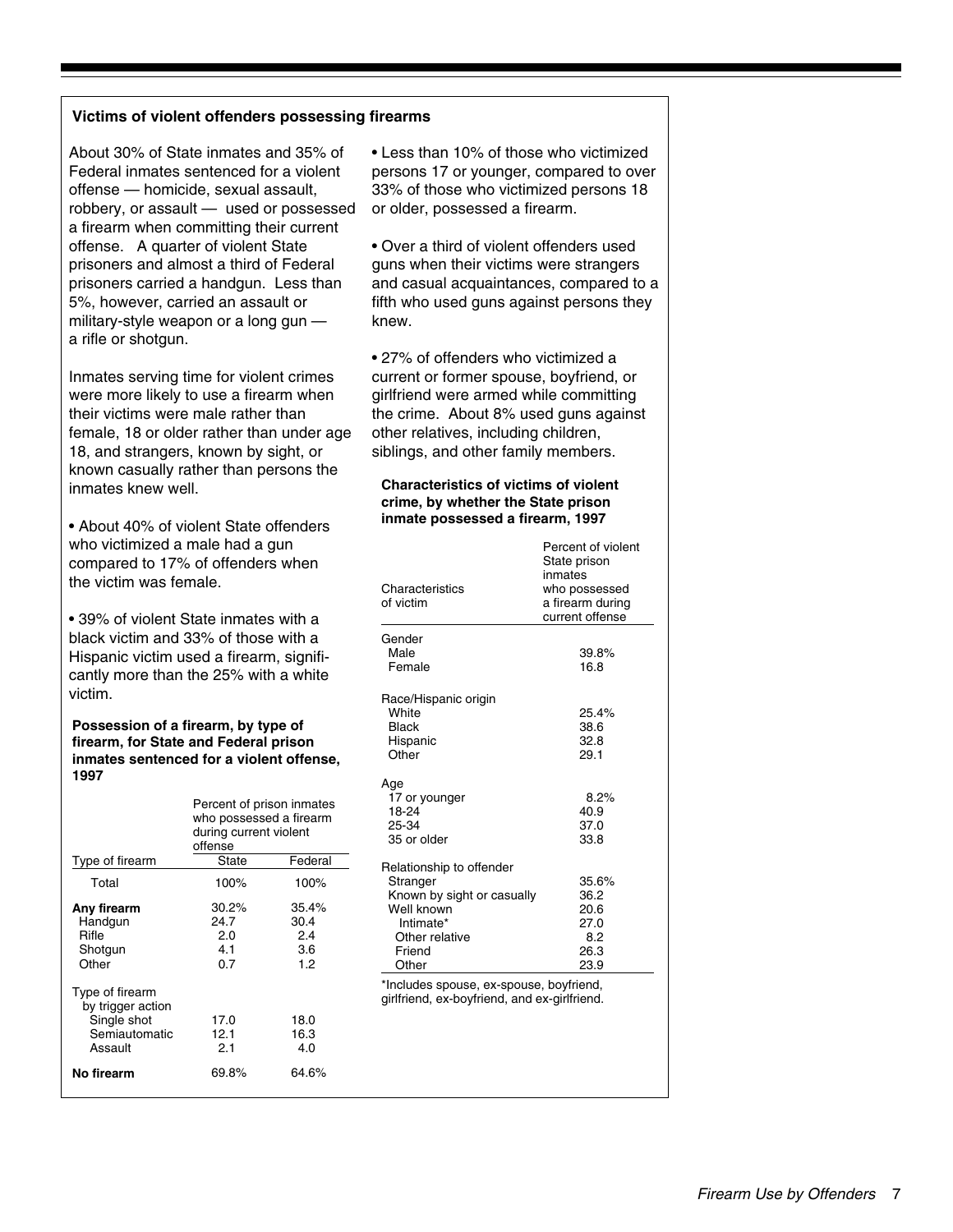### Victims of violent offenders possessing firearms

About 30% of State inmates and 35% of Federal inmates sentenced for a violent offense — homicide, sexual assault, robbery, or assault — used or possessed a firearm when committing their current offense. A quarter of violent State prisoners and almost a third of Federal prisoners carried a handgun. Less than 5%, however, carried an assault or military-style weapon or a long gun — a rifle or shotgun.

Inmates serving time for violent crimes were more likely to use a firearm when their victims were male rather than female, 18 or older rather than under age 18, and strangers, known by sight, or known casually rather than persons the inmates knew well.

- About 40% of violent State offenders who victimized a male had a gun compared to 17% of offenders when the victim was female.

- 39% of violent State inmates with a black victim and 33% of those with a Hispanic victim used a firearm, significantly more than the 25% with a white victim.

**Possession of a firearm, by type of firearm, for State and Federal prison inmates sentenced for a violent offense, 1997**

| Type of firearm | Percent of prison inmates who possessed a firearm during current violent offense | |
|---|---|---|
| | State | Federal |
| Total | 100% | 100% |
| **Any firearm** | 30.2% | 35.4% |
| Handgun | 24.7 | 30.4 |
| Rifle | 2.0 | 2.4 |
| Shotgun | 4.1 | 3.6 |
| Other | 0.7 | 1.2 |
| Type of firearm by trigger action | | |
| Single shot | 17.0 | 18.0 |
| Semiautomatic | 12.1 | 16.3 |
| Assault | 2.1 | 4.0 |
| **No firearm** | 69.8% | 64.6% |

- Less than 10% of those who victimized persons 17 or younger, compared to over 33% of those who victimized persons 18 or older, possessed a firearm.

- Over a third of violent offenders used guns when their victims were strangers and casual acquaintances, compared to a fifth who used guns against persons they knew.

- 27% of offenders who victimized a current or former spouse, boyfriend, or girlfriend were armed while committing the crime. About 8% used guns against other relatives, including children, siblings, and other family members.

**Characteristics of victims of violent crime, by whether the State prison inmate possessed a firearm, 1997**

| Characteristics of victim | Percent of violent State prison inmates who possessed a firearm during current offense |
|---|---|
| Gender | |
| Male | 39.8% |
| Female | 16.8 |
| Race/Hispanic origin | |
| White | 25.4% |
| Black | 38.6 |
| Hispanic | 32.8 |
| Other | 29.1 |
| Age | |
| 17 or younger | 8.2% |
| 18-24 | 40.9 |
| 25-34 | 37.0 |
| 35 or older | 33.8 |
| Relationship to offender | |
| Stranger | 35.6% |
| Known by sight or casually | 36.2 |
| Well known | 20.6 |
| Intimate* | 27.0 |
| Other relative | 8.2 |
| Friend | 26.3 |
| Other | 23.9 |

*Includes spouse, ex-spouse, boyfriend, girlfriend, ex-boyfriend, and ex-girlfriend.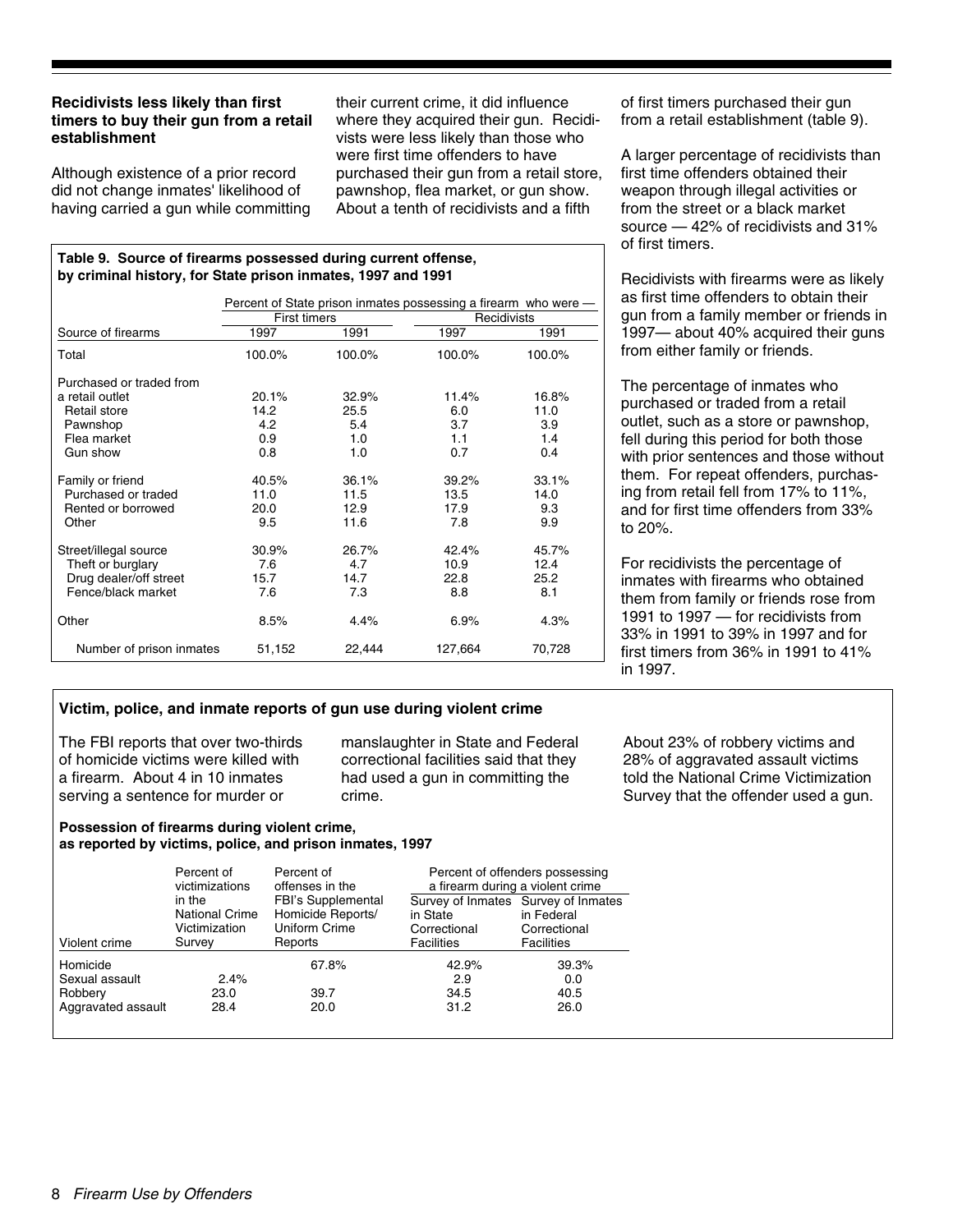### Recidivists less likely than first timers to buy their gun from a retail establishment

Although existence of a prior record did not change inmates' likelihood of having carried a gun while committing their current crime, it did influence where they acquired their gun. Recidivists were less likely than those who were first time offenders to have purchased their gun from a retail store, pawnshop, flea market, or gun show. About a tenth of recidivists and a fifth of first timers purchased their gun from a retail establishment (table 9).

A larger percentage of recidivists than first time offenders obtained their weapon through illegal activities or from the street or a black market source — 42% of recidivists and 31% of first timers.

Recidivists with firearms were as likely as first time offenders to obtain their gun from a family member or friends in 1997— about 40% acquired their guns from either family or friends.

The percentage of inmates who purchased or traded from a retail outlet, such as a store or pawnshop, fell during this period for both those with prior sentences and those without them. For repeat offenders, purchasing from retail fell from 17% to 11%, and for first time offenders from 33% to 20%.

For recidivists the percentage of inmates with firearms who obtained them from family or friends rose from 1991 to 1997 — for recidivists from 33% in 1991 to 39% in 1997 and for first timers from 36% in 1991 to 41% in 1997.

**Table 9. Source of firearms possessed during current offense, by criminal history, for State prison inmates, 1997 and 1991**

| | Percent of State prison inmates possessing a firearm who were — | | | |
|---|---|---|---|---|
| | First timers | | Recidivists | |
| Source of firearms | 1997 | 1991 | 1997 | 1991 |
| Total | 100.0% | 100.0% | 100.0% | 100.0% |
| Purchased or traded from a retail outlet | 20.1% | 32.9% | 11.4% | 16.8% |
| Retail store | 14.2 | 25.5 | 6.0 | 11.0 |
| Pawnshop | 4.2 | 5.4 | 3.7 | 3.9 |
| Flea market | 0.9 | 1.0 | 1.1 | 1.4 |
| Gun show | 0.8 | 1.0 | 0.7 | 0.4 |
| Family or friend | 40.5% | 36.1% | 39.2% | 33.1% |
| Purchased or traded | 11.0 | 11.5 | 13.5 | 14.0 |
| Rented or borrowed | 20.0 | 12.9 | 17.9 | 9.3 |
| Other | 9.5 | 11.6 | 7.8 | 9.9 |
| Street/illegal source | 30.9% | 26.7% | 42.4% | 45.7% |
| Theft or burglary | 7.6 | 4.7 | 10.9 | 12.4 |
| Drug dealer/off street | 15.7 | 14.7 | 22.8 | 25.2 |
| Fence/black market | 7.6 | 7.3 | 8.8 | 8.1 |
| Other | 8.5% | 4.4% | 6.9% | 4.3% |
| Number of prison inmates | 51,152 | 22,444 | 127,664 | 70,728 |

### Victim, police, and inmate reports of gun use during violent crime

The FBI reports that over two-thirds of homicide victims were killed with a firearm. About 4 in 10 inmates serving a sentence for murder or manslaughter in State and Federal correctional facilities said that they had used a gun in committing the crime.

About 23% of robbery victims and 28% of aggravated assault victims told the National Crime Victimization Survey that the offender used a gun.

**Possession of firearms during violent crime, as reported by victims, police, and prison inmates, 1997**

| | Percent of victimizations in the National Crime Victimization Survey | Percent of offenses in the FBI's Supplemental Homicide Reports/ Uniform Crime Reports | Percent of offenders possessing a firearm during a violent crime | |
|---|---|---|---|---|
| Violent crime | | | Survey of Inmates in State Correctional Facilities | Survey of Inmates in Federal Correctional Facilities |
| Homicide | | 67.8% | 42.9% | 39.3% |
| Sexual assault | 2.4% | | 2.9 | 0.0 |
| Robbery | 23.0 | 39.7 | 34.5 | 40.5 |
| Aggravated assault | 28.4 | 20.0 | 31.2 | 26.0 |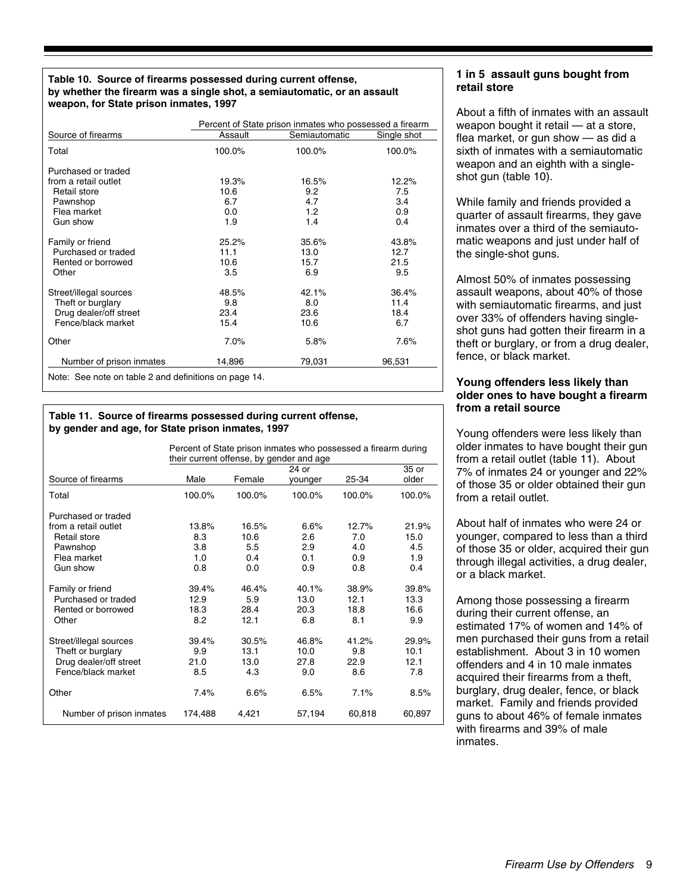**Table 10. Source of firearms possessed during current offense, by whether the firearm was a single shot, a semiautomatic, or an assault weapon, for State prison inmates, 1997**

| Source of firearms | Percent of State prison inmates who possessed a firearm | | |
|---|---|---|---|
| | Assault | Semiautomatic | Single shot |
| Total | 100.0% | 100.0% | 100.0% |
| Purchased or traded from a retail outlet | 19.3% | 16.5% | 12.2% |
| Retail store | 10.6 | 9.2 | 7.5 |
| Pawnshop | 6.7 | 4.7 | 3.4 |
| Flea market | 0.0 | 1.2 | 0.9 |
| Gun show | 1.9 | 1.4 | 0.4 |
| Family or friend | 25.2% | 35.6% | 43.8% |
| Purchased or traded | 11.1 | 13.0 | 12.7 |
| Rented or borrowed | 10.6 | 15.7 | 21.5 |
| Other | 3.5 | 6.9 | 9.5 |
| Street/illegal sources | 48.5% | 42.1% | 36.4% |
| Theft or burglary | 9.8 | 8.0 | 11.4 |
| Drug dealer/off street | 23.4 | 23.6 | 18.4 |
| Fence/black market | 15.4 | 10.6 | 6.7 |
| Other | 7.0% | 5.8% | 7.6% |
| Number of prison inmates | 14,896 | 79,031 | 96,531 |

Note: See note on table 2 and definitions on page 14.

**Table 11. Source of firearms possessed during current offense, by gender and age, for State prison inmates, 1997**

| Source of firearms | Percent of State prison inmates who possessed a firearm during their current offense, by gender and age | | | | |
|---|---|---|---|---|---|
| | Male | Female | 24 or younger | 25-34 | 35 or older |
| Total | 100.0% | 100.0% | 100.0% | 100.0% | 100.0% |
| Purchased or traded from a retail outlet | 13.8% | 16.5% | 6.6% | 12.7% | 21.9% |
| Retail store | 8.3 | 10.6 | 2.6 | 7.0 | 15.0 |
| Pawnshop | 3.8 | 5.5 | 2.9 | 4.0 | 4.5 |
| Flea market | 1.0 | 0.4 | 0.1 | 0.9 | 1.9 |
| Gun show | 0.8 | 0.0 | 0.9 | 0.8 | 0.4 |
| Family or friend | 39.4% | 46.4% | 40.1% | 38.9% | 39.8% |
| Purchased or traded | 12.9 | 5.9 | 13.0 | 12.1 | 13.3 |
| Rented or borrowed | 18.3 | 28.4 | 20.3 | 18.8 | 16.6 |
| Other | 8.2 | 12.1 | 6.8 | 8.1 | 9.9 |
| Street/illegal sources | 39.4% | 30.5% | 46.8% | 41.2% | 29.9% |
| Theft or burglary | 9.9 | 13.1 | 10.0 | 9.8 | 10.1 |
| Drug dealer/off street | 21.0 | 13.0 | 27.8 | 22.9 | 12.1 |
| Fence/black market | 8.5 | 4.3 | 9.0 | 8.6 | 7.8 |
| Other | 7.4% | 6.6% | 6.5% | 7.1% | 8.5% |
| Number of prison inmates | 174,488 | 4,421 | 57,194 | 60,818 | 60,897 |

### 1 in 5 assault guns bought from retail store

About a fifth of inmates with an assault weapon bought it retail — at a store, flea market, or gun show — as did a sixth of inmates with a semiautomatic weapon and an eighth with a single-shot gun (table 10).

While family and friends provided a quarter of assault firearms, they gave inmates over a third of the semiautomatic weapons and just under half of the single-shot guns.

Almost 50% of inmates possessing assault weapons, about 40% of those with semiautomatic firearms, and just over 33% of offenders having single-shot guns had gotten their firearm in a theft or burglary, or from a drug dealer, fence, or black market.

### Young offenders less likely than older ones to have bought a firearm from a retail source

Young offenders were less likely than older inmates to have bought their gun from a retail outlet (table 11). About 7% of inmates 24 or younger and 22% of those 35 or older obtained their gun from a retail outlet.

About half of inmates who were 24 or younger, compared to less than a third of those 35 or older, acquired their gun through illegal activities, a drug dealer, or a black market.

Among those possessing a firearm during their current offense, an estimated 17% of women and 14% of men purchased their guns from a retail establishment. About 3 in 10 women offenders and 4 in 10 male inmates acquired their firearms from a theft, burglary, drug dealer, fence, or black market. Family and friends provided guns to about 46% of female inmates with firearms and 39% of male inmates.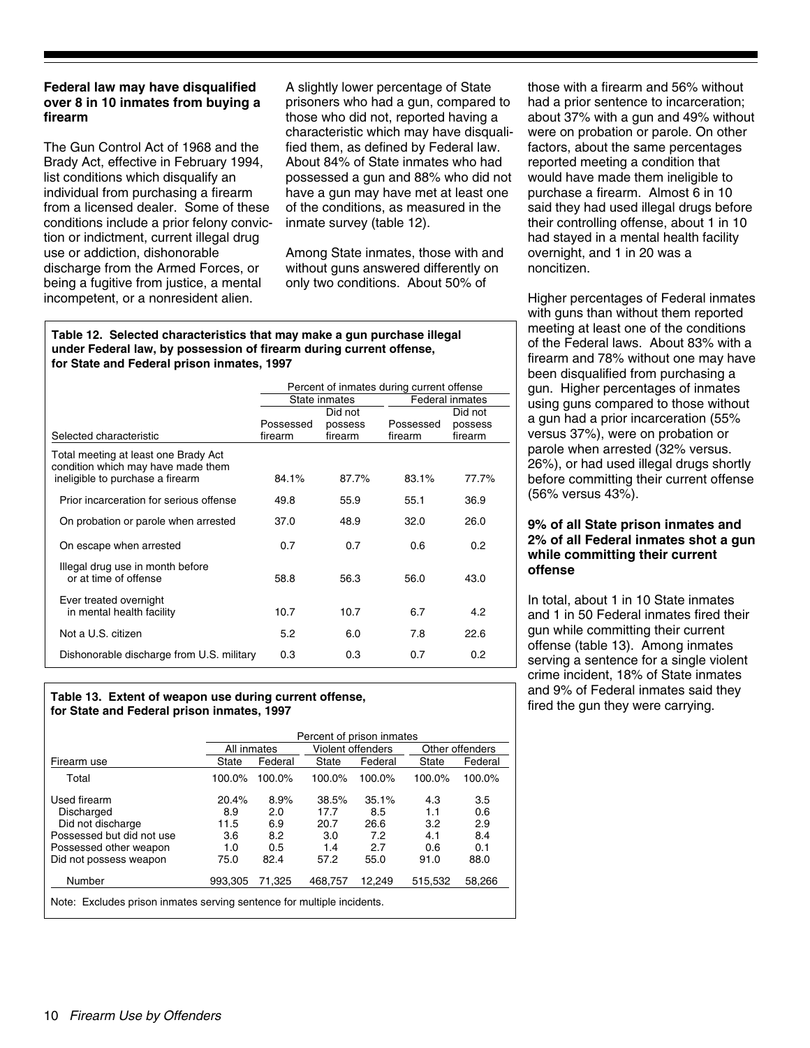### Federal law may have disqualified over 8 in 10 inmates from buying a firearm

The Gun Control Act of 1968 and the Brady Act, effective in February 1994, list conditions which disqualify an individual from purchasing a firearm from a licensed dealer. Some of these conditions include a prior felony conviction or indictment, current illegal drug use or addiction, dishonorable discharge from the Armed Forces, or being a fugitive from justice, a mental incompetent, or a nonresident alien.

A slightly lower percentage of State prisoners who had a gun, compared to those who did not, reported having a characteristic which may have disqualified them, as defined by Federal law. About 84% of State inmates who had possessed a gun and 88% who did not have a gun may have met at least one of the conditions, as measured in the inmate survey (table 12).

Among State inmates, those with and without guns answered differently on only two conditions. About 50% of those with a firearm and 56% without had a prior sentence to incarceration; about 37% with a gun and 49% without were on probation or parole. On other factors, about the same percentages reported meeting a condition that would have made them ineligible to purchase a firearm. Almost 6 in 10 said they had used illegal drugs before their controlling offense, about 1 in 10 had stayed in a mental health facility overnight, and 1 in 20 was a noncitizen.

Higher percentages of Federal inmates with guns than without them reported meeting at least one of the conditions of the Federal laws. About 83% with a firearm and 78% without one may have been disqualified from purchasing a gun. Higher percentages of inmates using guns compared to those without a gun had a prior incarceration (55% versus 37%), were on probation or parole when arrested (32% versus. 26%), or had used illegal drugs shortly before committing their current offense (56% versus 43%).

**Table 12. Selected characteristics that may make a gun purchase illegal under Federal law, by possession of firearm during current offense, for State and Federal prison inmates, 1997**

| | Percent of inmates during current offense | | | |
|---|---|---|---|---|
| | State inmates | | Federal inmates | |
| Selected characteristic | Possessed firearm | Did not possess firearm | Possessed firearm | Did not possess firearm |
| Total meeting at least one Brady Act condition which may have made them ineligible to purchase a firearm | 84.1% | 87.7% | 83.1% | 77.7% |
| Prior incarceration for serious offense | 49.8 | 55.9 | 55.1 | 36.9 |
| On probation or parole when arrested | 37.0 | 48.9 | 32.0 | 26.0 |
| On escape when arrested | 0.7 | 0.7 | 0.6 | 0.2 |
| Illegal drug use in month before or at time of offense | 58.8 | 56.3 | 56.0 | 43.0 |
| Ever treated overnight in mental health facility | 10.7 | 10.7 | 6.7 | 4.2 |
| Not a U.S. citizen | 5.2 | 6.0 | 7.8 | 22.6 |
| Dishonorable discharge from U.S. military | 0.3 | 0.3 | 0.7 | 0.2 |

### 9% of all State prison inmates and 2% of all Federal inmates shot a gun while committing their current offense

In total, about 1 in 10 State inmates and 1 in 50 Federal inmates fired their gun while committing their current offense (table 13). Among inmates serving a sentence for a single violent crime incident, 18% of State inmates and 9% of Federal inmates said they fired the gun they were carrying.

**Table 13. Extent of weapon use during current offense, for State and Federal prison inmates, 1997**

| | Percent of prison inmates | | | | | |
|---|---|---|---|---|---|---|
| | All inmates | | Violent offenders | | Other offenders | |
| Firearm use | State | Federal | State | Federal | State | Federal |
| Total | 100.0% | 100.0% | 100.0% | 100.0% | 100.0% | 100.0% |
| Used firearm | 20.4% | 8.9% | 38.5% | 35.1% | 4.3 | 3.5 |
| Discharged | 8.9 | 2.0 | 17.7 | 8.5 | 1.1 | 0.6 |
| Did not discharge | 11.5 | 6.9 | 20.7 | 26.6 | 3.2 | 2.9 |
| Possessed but did not use | 3.6 | 8.2 | 3.0 | 7.2 | 4.1 | 8.4 |
| Possessed other weapon | 1.0 | 0.5 | 1.4 | 2.7 | 0.6 | 0.1 |
| Did not possess weapon | 75.0 | 82.4 | 57.2 | 55.0 | 91.0 | 88.0 |
| Number | 993,305 | 71,325 | 468,757 | 12,249 | 515,532 | 58,266 |

Note: Excludes prison inmates serving sentence for multiple incidents.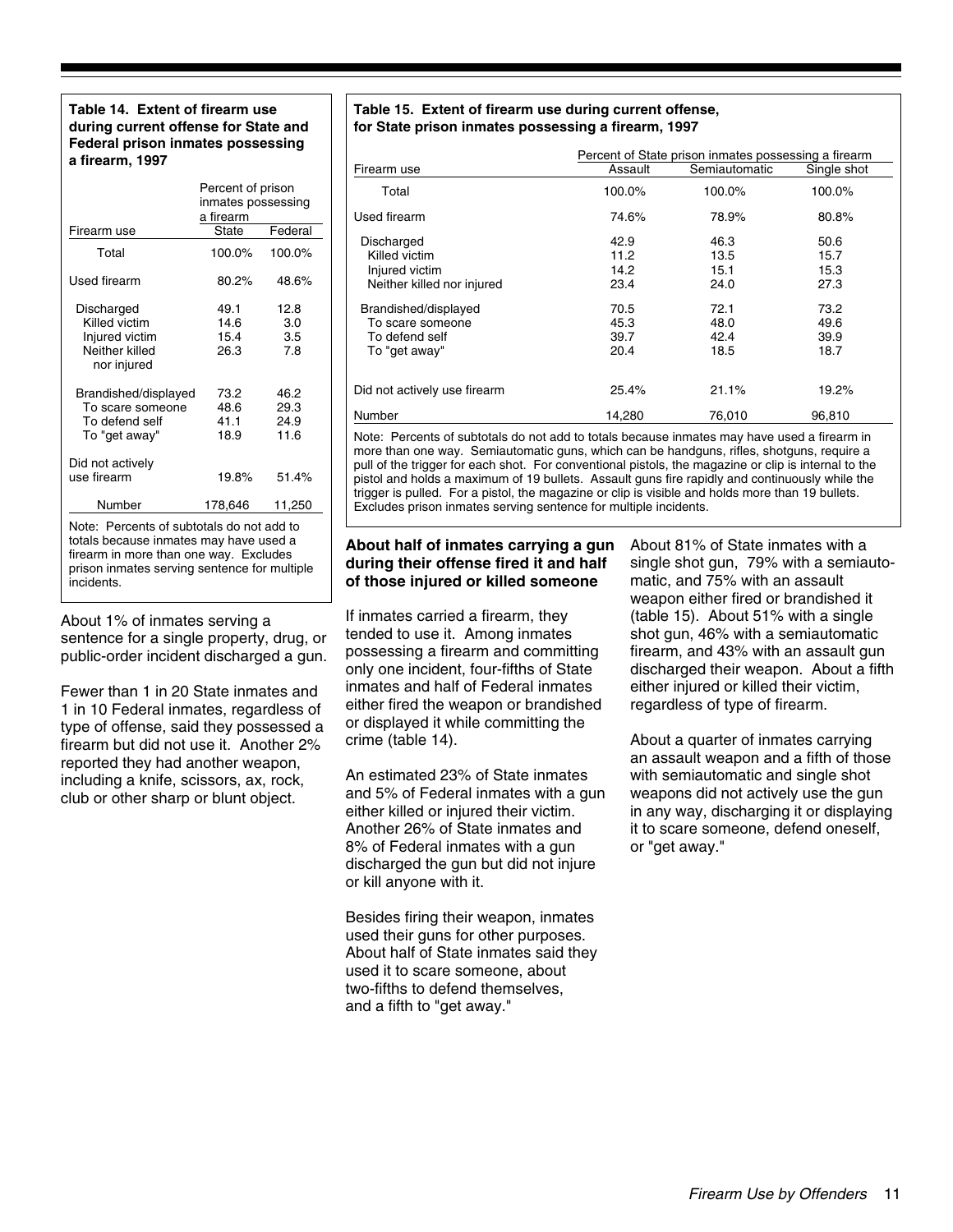**Table 14. Extent of firearm use during current offense for State and Federal prison inmates possessing a firearm, 1997**

| Firearm use | Percent of prison inmates possessing a firearm | |
|---|---|---|
| | State | Federal |
| Total | 100.0% | 100.0% |
| Used firearm | 80.2% | 48.6% |
| Discharged | 49.1 | 12.8 |
| Killed victim | 14.6 | 3.0 |
| Injured victim | 15.4 | 3.5 |
| Neither killed nor injured | 26.3 | 7.8 |
| Brandished/displayed | 73.2 | 46.2 |
| To scare someone | 48.6 | 29.3 |
| To defend self | 41.1 | 24.9 |
| To "get away" | 18.9 | 11.6 |
| Did not actively use firearm | 19.8% | 51.4% |
| Number | 178,646 | 11,250 |

Note: Percents of subtotals do not add to totals because inmates may have used a firearm in more than one way. Excludes prison inmates serving sentence for multiple incidents.

About 1% of inmates serving a sentence for a single property, drug, or public-order incident discharged a gun.

Fewer than 1 in 20 State inmates and 1 in 10 Federal inmates, regardless of type of offense, said they possessed a firearm but did not use it. Another 2% reported they had another weapon, including a knife, scissors, ax, rock, club or other sharp or blunt object.

**Table 15. Extent of firearm use during current offense, for State prison inmates possessing a firearm, 1997**

| Firearm use | Percent of State prison inmates possessing a firearm | | |
|---|---|---|---|
| | Assault | Semiautomatic | Single shot |
| Total | 100.0% | 100.0% | 100.0% |
| Used firearm | 74.6% | 78.9% | 80.8% |
| Discharged | 42.9 | 46.3 | 50.6 |
| Killed victim | 11.2 | 13.5 | 15.7 |
| Injured victim | 14.2 | 15.1 | 15.3 |
| Neither killed nor injured | 23.4 | 24.0 | 27.3 |
| Brandished/displayed | 70.5 | 72.1 | 73.2 |
| To scare someone | 45.3 | 48.0 | 49.6 |
| To defend self | 39.7 | 42.4 | 39.9 |
| To "get away" | 20.4 | 18.5 | 18.7 |
| Did not actively use firearm | 25.4% | 21.1% | 19.2% |
| Number | 14,280 | 76,010 | 96,810 |

Note: Percents of subtotals do not add to totals because inmates may have used a firearm in more than one way. Semiautomatic guns, which can be handguns, rifles, shotguns, require a pull of the trigger for each shot. For conventional pistols, the magazine or clip is internal to the pistol and holds a maximum of 19 bullets. Assault guns fire rapidly and continuously while the trigger is pulled. For a pistol, the magazine or clip is visible and holds more than 19 bullets. Excludes prison inmates serving sentence for multiple incidents.

### About half of inmates carrying a gun during their offense fired it and half of those injured or killed someone

If inmates carried a firearm, they tended to use it. Among inmates possessing a firearm and committing only one incident, four-fifths of State inmates and half of Federal inmates either fired the weapon or brandished or displayed it while committing the crime (table 14).

An estimated 23% of State inmates and 5% of Federal inmates with a gun either killed or injured their victim. Another 26% of State inmates and 8% of Federal inmates with a gun discharged the gun but did not injure or kill anyone with it.

Besides firing their weapon, inmates used their guns for other purposes. About half of State inmates said they used it to scare someone, about two-fifths to defend themselves, and a fifth to "get away."

About 81% of State inmates with a single shot gun, 79% with a semiautomatic, and 75% with an assault weapon either fired or brandished it (table 15). About 51% with a single shot gun, 46% with a semiautomatic firearm, and 43% with an assault gun discharged their weapon. About a fifth either injured or killed their victim, regardless of type of firearm.

About a quarter of inmates carrying an assault weapon and a fifth of those with semiautomatic and single shot weapons did not actively use the gun in any way, discharging it or displaying it to scare someone, defend oneself, or "get away."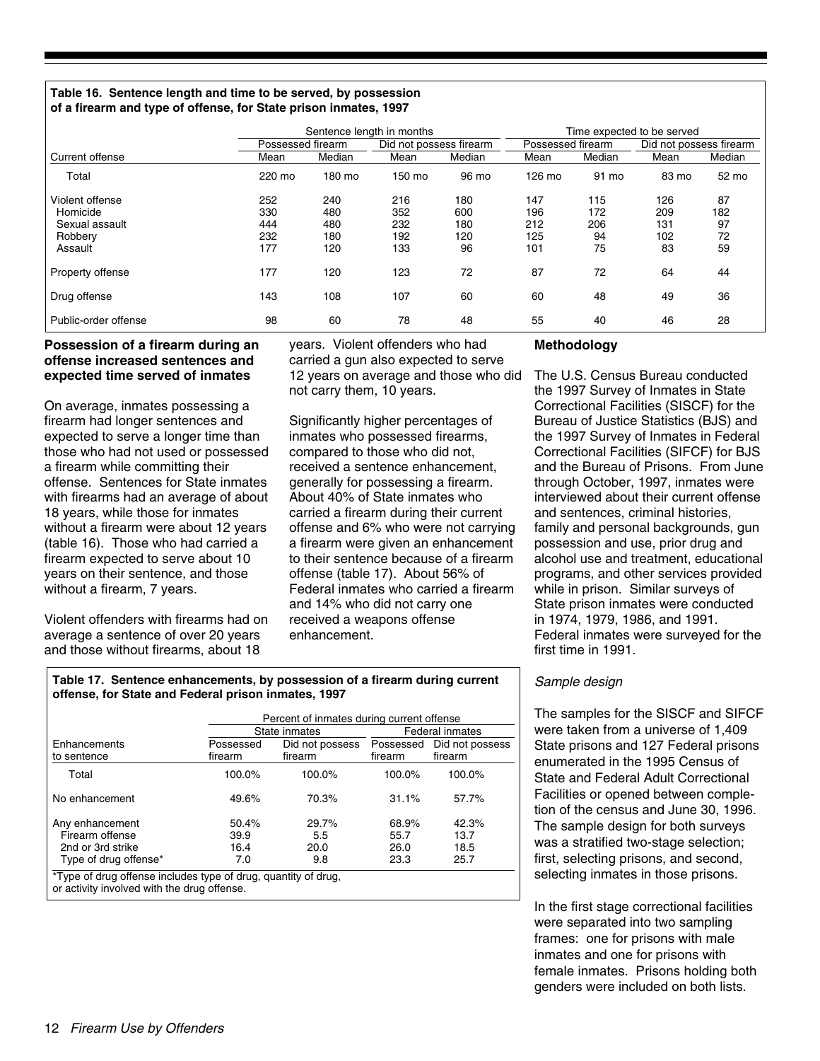**Table 16. Sentence length and time to be served, by possession of a firearm and type of offense, for State prison inmates, 1997**

| | Sentence length in months | | | | Time expected to be served | | | |
|---|---|---|---|---|---|---|---|---|
| | Possessed firearm | | Did not possess firearm | | Possessed firearm | | Did not possess firearm | |
| Current offense | Mean | Median | Mean | Median | Mean | Median | Mean | Median |
| Total | 220 mo | 180 mo | 150 mo | 96 mo | 126 mo | 91 mo | 83 mo | 52 mo |
| Violent offense | 252 | 240 | 216 | 180 | 147 | 115 | 126 | 87 |
| Homicide | 330 | 480 | 352 | 600 | 196 | 172 | 209 | 182 |
| Sexual assault | 444 | 480 | 232 | 180 | 212 | 206 | 131 | 97 |
| Robbery | 232 | 180 | 192 | 120 | 125 | 94 | 102 | 72 |
| Assault | 177 | 120 | 133 | 96 | 101 | 75 | 83 | 59 |
| Property offense | 177 | 120 | 123 | 72 | 87 | 72 | 64 | 44 |
| Drug offense | 143 | 108 | 107 | 60 | 60 | 48 | 49 | 36 |
| Public-order offense | 98 | 60 | 78 | 48 | 55 | 40 | 46 | 28 |

### Possession of a firearm during an offense increased sentences and expected time served of inmates

On average, inmates possessing a firearm had longer sentences and expected to serve a longer time than those who had not used or possessed a firearm while committing their offense. Sentences for State inmates with firearms had an average of about 18 years, while those for inmates without a firearm were about 12 years (table 16). Those who had carried a firearm expected to serve about 10 years on their sentence, and those without a firearm, 7 years.

Violent offenders with firearms had on average a sentence of over 20 years and those without firearms, about 18 years. Violent offenders who had carried a gun also expected to serve 12 years on average and those who did not carry them, 10 years.

Significantly higher percentages of inmates who possessed firearms, compared to those who did not, received a sentence enhancement, generally for possessing a firearm. About 40% of State inmates who carried a firearm during their current offense and 6% who were not carrying a firearm were given an enhancement to their sentence because of a firearm offense (table 17). About 56% of Federal inmates who carried a firearm and 14% who did not carry one received a weapons offense enhancement.

**Table 17. Sentence enhancements, by possession of a firearm during current offense, for State and Federal prison inmates, 1997**

| | Percent of inmates during current offense | | | |
|---|---|---|---|---|
| | State inmates | | Federal inmates | |
| Enhancements to sentence | Possessed firearm | Did not possess firearm | Possessed firearm | Did not possess firearm |
| Total | 100.0% | 100.0% | 100.0% | 100.0% |
| No enhancement | 49.6% | 70.3% | 31.1% | 57.7% |
| Any enhancement | 50.4% | 29.7% | 68.9% | 42.3% |
| Firearm offense | 39.9 | 5.5 | 55.7 | 13.7 |
| 2nd or 3rd strike | 16.4 | 20.0 | 26.0 | 18.5 |
| Type of drug offense* | 7.0 | 9.8 | 23.3 | 25.7 |

*Type of drug offense includes type of drug, quantity of drug, or activity involved with the drug offense.

### Methodology

The U.S. Census Bureau conducted the 1997 Survey of Inmates in State Correctional Facilities (SISCF) for the Bureau of Justice Statistics (BJS) and the 1997 Survey of Inmates in Federal Correctional Facilities (SIFCF) for BJS and the Bureau of Prisons. From June through October, 1997, inmates were interviewed about their current offense and sentences, criminal histories, family and personal backgrounds, gun possession and use, prior drug and alcohol use and treatment, educational programs, and other services provided while in prison. Similar surveys of State prison inmates were conducted in 1974, 1979, 1986, and 1991. Federal inmates were surveyed for the first time in 1991.

*Sample design*

The samples for the SISCF and SIFCF were taken from a universe of 1,409 State prisons and 127 Federal prisons enumerated in the 1995 Census of State and Federal Adult Correctional Facilities or opened between completion of the census and June 30, 1996. The sample design for both surveys was a stratified two-stage selection; first, selecting prisons, and second, selecting inmates in those prisons.

In the first stage correctional facilities were separated into two sampling frames: one for prisons with male inmates and one for prisons with female inmates. Prisons holding both genders were included on both lists.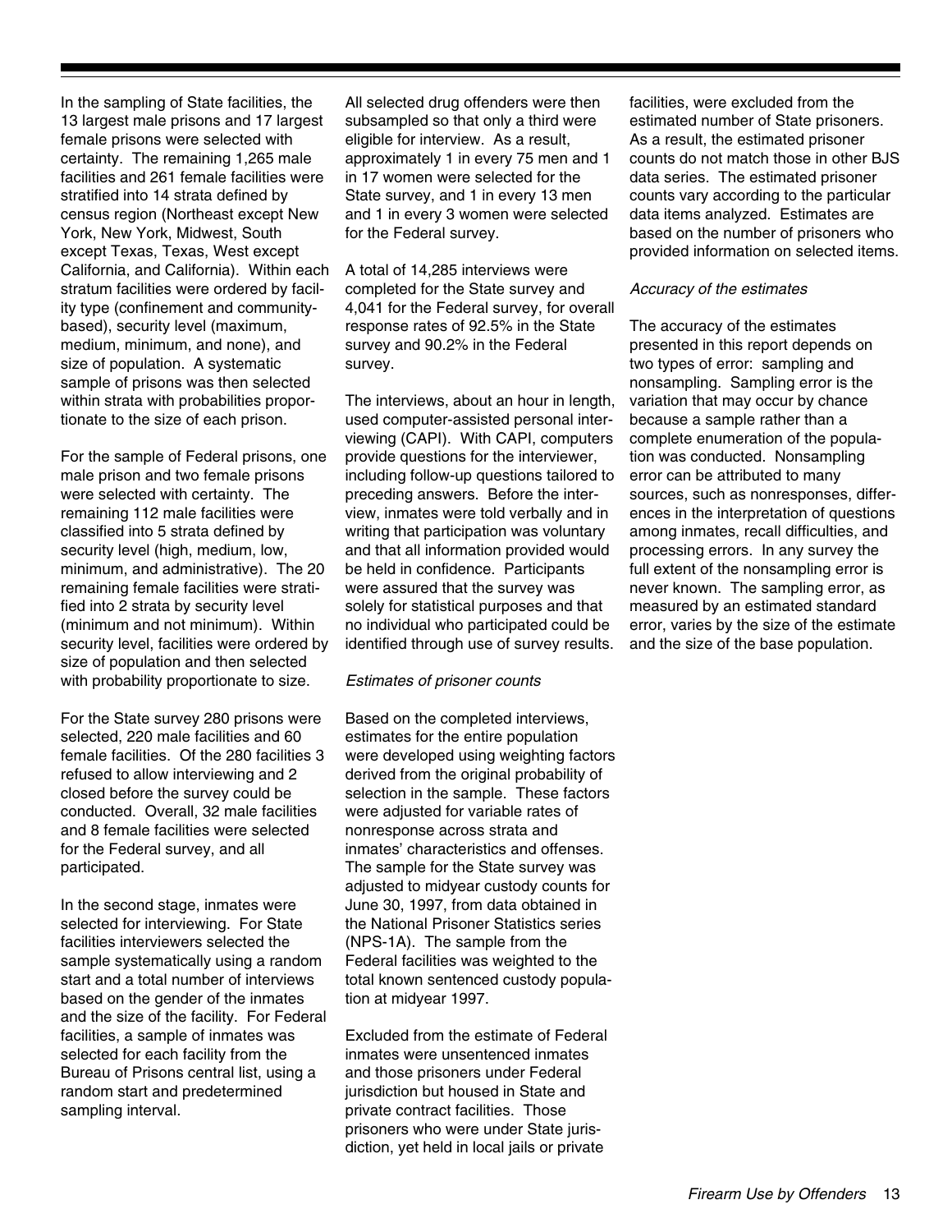In the sampling of State facilities, the 13 largest male prisons and 17 largest female prisons were selected with certainty. The remaining 1,265 male facilities and 261 female facilities were stratified into 14 strata defined by census region (Northeast except New York, New York, Midwest, South except Texas, Texas, West except California, and California). Within each stratum facilities were ordered by facility type (confinement and community-based), security level (maximum, medium, minimum, and none), and size of population. A systematic sample of prisons was then selected within strata with probabilities proportionate to the size of each prison.

For the sample of Federal prisons, one male prison and two female prisons were selected with certainty. The remaining 112 male facilities were classified into 5 strata defined by security level (high, medium, low, minimum, and administrative). The 20 remaining female facilities were stratified into 2 strata by security level (minimum and not minimum). Within security level, facilities were ordered by size of population and then selected with probability proportionate to size.

For the State survey 280 prisons were selected, 220 male facilities and 60 female facilities. Of the 280 facilities 3 refused to allow interviewing and 2 closed before the survey could be conducted. Overall, 32 male facilities and 8 female facilities were selected for the Federal survey, and all participated.

In the second stage, inmates were selected for interviewing. For State facilities interviewers selected the sample systematically using a random start and a total number of interviews based on the gender of the inmates and the size of the facility. For Federal facilities, a sample of inmates was selected for each facility from the Bureau of Prisons central list, using a random start and predetermined sampling interval.

All selected drug offenders were then subsampled so that only a third were eligible for interview. As a result, approximately 1 in every 75 men and 1 in 17 women were selected for the State survey, and 1 in every 13 men and 1 in every 3 women were selected for the Federal survey.

A total of 14,285 interviews were completed for the State survey and 4,041 for the Federal survey, for overall response rates of 92.5% in the State survey and 90.2% in the Federal survey.

The interviews, about an hour in length, used computer-assisted personal interviewing (CAPI). With CAPI, computers provide questions for the interviewer, including follow-up questions tailored to preceding answers. Before the interview, inmates were told verbally and in writing that participation was voluntary and that all information provided would be held in confidence. Participants were assured that the survey was solely for statistical purposes and that no individual who participated could be identified through use of survey results.

*Estimates of prisoner counts*

Based on the completed interviews, estimates for the entire population were developed using weighting factors derived from the original probability of selection in the sample. These factors were adjusted for variable rates of nonresponse across strata and inmates' characteristics and offenses. The sample for the State survey was adjusted to midyear custody counts for June 30, 1997, from data obtained in the National Prisoner Statistics series (NPS-1A). The sample from the Federal facilities was weighted to the total known sentenced custody population at midyear 1997.

Excluded from the estimate of Federal inmates were unsentenced inmates and those prisoners under Federal jurisdiction but housed in State and private contract facilities. Those prisoners who were under State jurisdiction, yet held in local jails or private facilities, were excluded from the estimated number of State prisoners. As a result, the estimated prisoner counts do not match those in other BJS data series. The estimated prisoner counts vary according to the particular data items analyzed. Estimates are based on the number of prisoners who provided information on selected items.

*Accuracy of the estimates*

The accuracy of the estimates presented in this report depends on two types of error: sampling and nonsampling. Sampling error is the variation that may occur by chance because a sample rather than a complete enumeration of the population was conducted. Nonsampling error can be attributed to many sources, such as nonresponses, differences in the interpretation of questions among inmates, recall difficulties, and processing errors. In any survey the full extent of the nonsampling error is never known. The sampling error, as measured by an estimated standard error, varies by the size of the estimate and the size of the base population.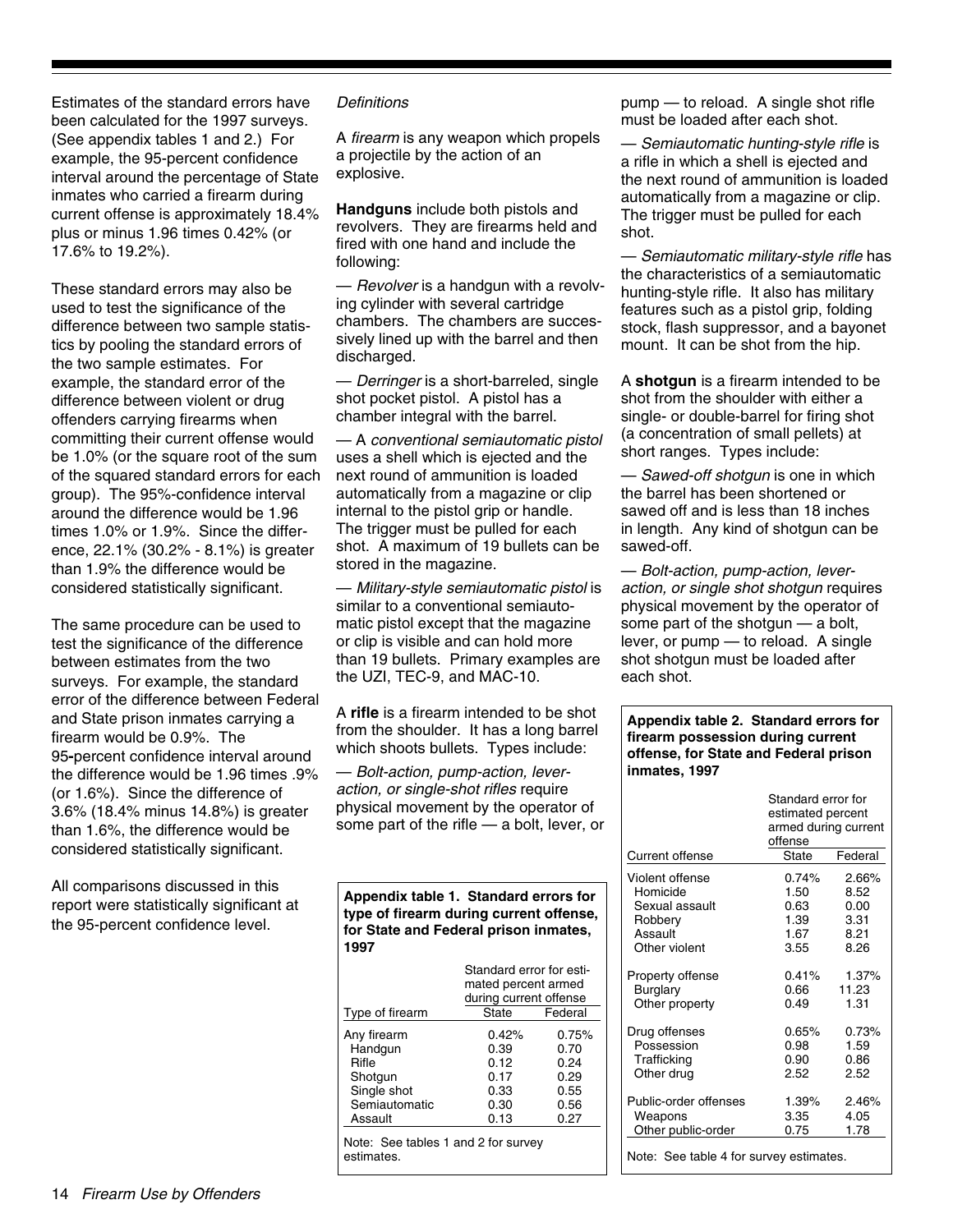Estimates of the standard errors have been calculated for the 1997 surveys. (See appendix tables 1 and 2.) For example, the 95-percent confidence interval around the percentage of State inmates who carried a firearm during current offense is approximately 18.4% plus or minus 1.96 times 0.42% (or 17.6% to 19.2%).

These standard errors may also be used to test the significance of the difference between two sample statistics by pooling the standard errors of the two sample estimates. For example, the standard error of the difference between violent or drug offenders carrying firearms when committing their current offense would be 1.0% (or the square root of the sum of the squared standard errors for each group). The 95%-confidence interval around the difference would be 1.96 times 1.0% or 1.9%. Since the difference, 22.1% (30.2% - 8.1%) is greater than 1.9% the difference would be considered statistically significant.

The same procedure can be used to test the significance of the difference between estimates from the two surveys. For example, the standard error of the difference between Federal and State prison inmates carrying a firearm would be 0.9%. The 95-percent confidence interval around the difference would be 1.96 times .9% (or 1.6%). Since the difference of 3.6% (18.4% minus 14.8%) is greater than 1.6%, the difference would be considered statistically significant.

All comparisons discussed in this report were statistically significant at the 95-percent confidence level.

*Definitions*

A *firearm* is any weapon which propels a projectile by the action of an explosive.

**Handguns** include both pistols and revolvers. They are firearms held and fired with one hand and include the following:

— *Revolver* is a handgun with a revolving cylinder with several cartridge chambers. The chambers are successively lined up with the barrel and then discharged.

— *Derringer* is a short-barreled, single shot pocket pistol. A pistol has a chamber integral with the barrel.

— A *conventional semiautomatic pistol* uses a shell which is ejected and the next round of ammunition is loaded automatically from a magazine or clip internal to the pistol grip or handle. The trigger must be pulled for each shot. A maximum of 19 bullets can be stored in the magazine.

— *Military-style semiautomatic pistol* is similar to a conventional semiautomatic pistol except that the magazine or clip is visible and can hold more than 19 bullets. Primary examples are the UZI, TEC-9, and MAC-10.

A **rifle** is a firearm intended to be shot from the shoulder. It has a long barrel which shoots bullets. Types include:

— *Bolt-action, pump-action, lever-action, or single-shot rifles* require physical movement by the operator of some part of the rifle — a bolt, lever, or pump — to reload. A single shot rifle must be loaded after each shot.

— *Semiautomatic hunting-style rifle* is a rifle in which a shell is ejected and the next round of ammunition is loaded automatically from a magazine or clip. The trigger must be pulled for each shot.

— *Semiautomatic military-style rifle* has the characteristics of a semiautomatic hunting-style rifle. It also has military features such as a pistol grip, folding stock, flash suppressor, and a bayonet mount. It can be shot from the hip.

A **shotgun** is a firearm intended to be shot from the shoulder with either a single- or double-barrel for firing shot (a concentration of small pellets) at short ranges. Types include:

— *Sawed-off shotgun* is one in which the barrel has been shortened or sawed off and is less than 18 inches in length. Any kind of shotgun can be sawed-off.

— *Bolt-action, pump-action, lever-action, or single shot shotgun* requires physical movement by the operator of some part of the shotgun — a bolt, lever, or pump — to reload. A single shot shotgun must be loaded after each shot.

**Appendix table 1. Standard errors for type of firearm during current offense, for State and Federal prison inmates, 1997**

| Type of firearm | Standard error for estimated percent armed during current offense | |
|---|---|---|
| | State | Federal |
| Any firearm | 0.42% | 0.75% |
| Handgun | 0.39 | 0.70 |
| Rifle | 0.12 | 0.24 |
| Shotgun | 0.17 | 0.29 |
| Single shot | 0.33 | 0.55 |
| Semiautomatic | 0.30 | 0.56 |
| Assault | 0.13 | 0.27 |

Note: See tables 1 and 2 for survey estimates.

**Appendix table 2. Standard errors for firearm possession during current offense, for State and Federal prison inmates, 1997**

| Current offense | Standard error for estimated percent armed during current offense | |
|---|---|---|
| | State | Federal |
| Violent offense | 0.74% | 2.66% |
| Homicide | 1.50 | 8.52 |
| Sexual assault | 0.63 | 0.00 |
| Robbery | 1.39 | 3.31 |
| Assault | 1.67 | 8.21 |
| Other violent | 3.55 | 8.26 |
| Property offense | 0.41% | 1.37% |
| Burglary | 0.66 | 11.23 |
| Other property | 0.49 | 1.31 |
| Drug offenses | 0.65% | 0.73% |
| Possession | 0.98 | 1.59 |
| Trafficking | 0.90 | 0.86 |
| Other drug | 2.52 | 2.52 |
| Public-order offenses | 1.39% | 2.46% |
| Weapons | 3.35 | 4.05 |
| Other public-order | 0.75 | 1.78 |

Note: See table 4 for survey estimates.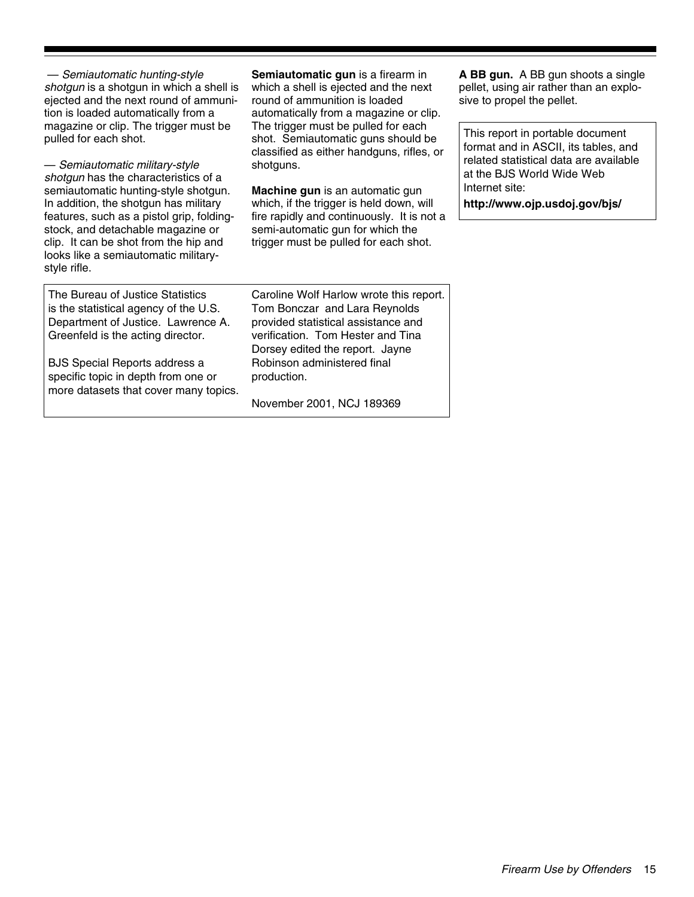— *Semiautomatic hunting-style shotgun* is a shotgun in which a shell is ejected and the next round of ammunition is loaded automatically from a magazine or clip. The trigger must be pulled for each shot.

— *Semiautomatic military-style shotgun* has the characteristics of a semiautomatic hunting-style shotgun. In addition, the shotgun has military features, such as a pistol grip, folding-stock, and detachable magazine or clip. It can be shot from the hip and looks like a semiautomatic military-style rifle.

**Semiautomatic gun** is a firearm in which a shell is ejected and the next round of ammunition is loaded automatically from a magazine or clip. The trigger must be pulled for each shot. Semiautomatic guns should be classified as either handguns, rifles, or shotguns.

**Machine gun** is an automatic gun which, if the trigger is held down, will fire rapidly and continuously. It is not a semi-automatic gun for which the trigger must be pulled for each shot.

**A BB gun.** A BB gun shoots a single pellet, using air rather than an explosive to propel the pellet.

This report in portable document format and in ASCII, its tables, and related statistical data are available at the BJS World Wide Web Internet site:

**http://www.ojp.usdoj.gov/bjs/**

The Bureau of Justice Statistics is the statistical agency of the U.S. Department of Justice. Lawrence A. Greenfeld is the acting director.

BJS Special Reports address a specific topic in depth from one or more datasets that cover many topics.

Caroline Wolf Harlow wrote this report. Tom Bonczar and Lara Reynolds provided statistical assistance and verification. Tom Hester and Tina Dorsey edited the report. Jayne Robinson administered final production.

November 2001, NCJ 189369